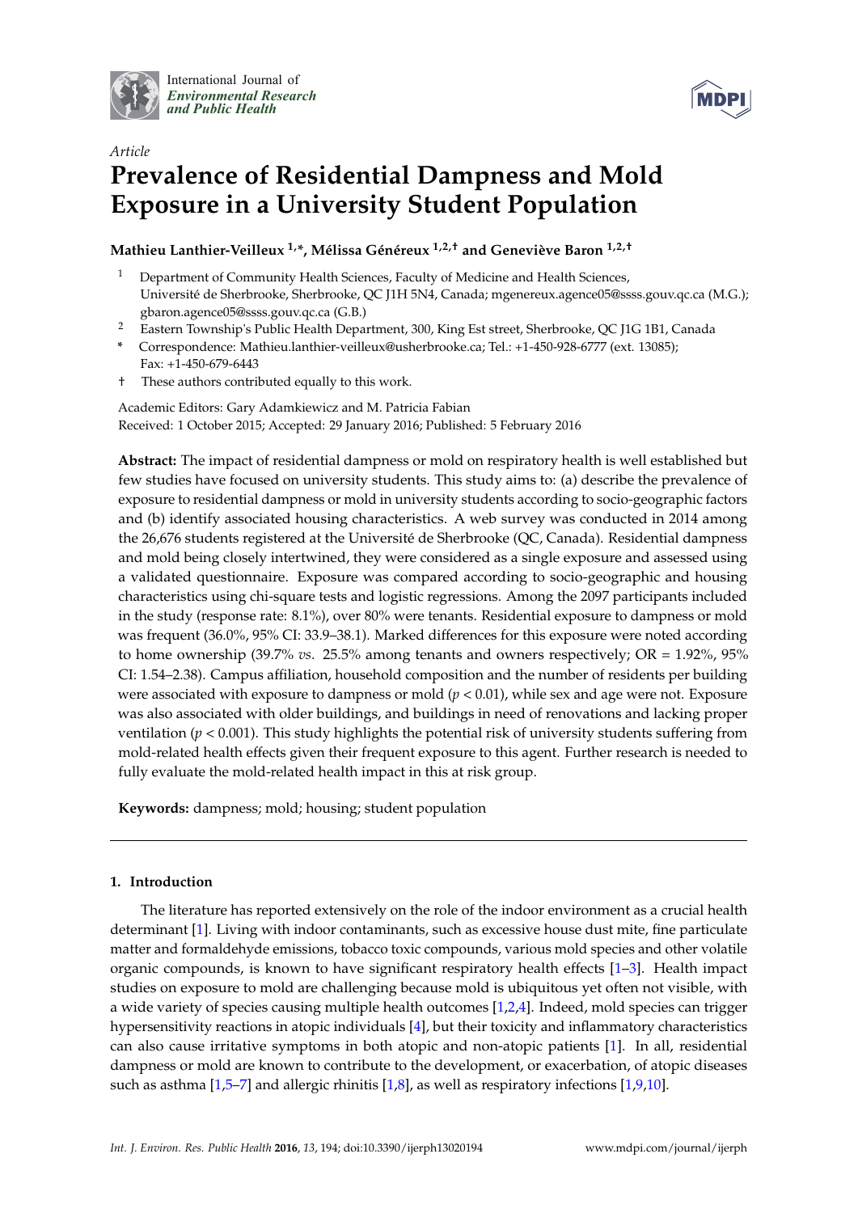International Journal of *Environmental Research and Public Health*

*Article*

# Prevalence of Residential Dampness and Mold Exposure in a University Student Population

**Mathieu Lanthier-Veilleux [1,*], Mélissa Généreux [1,2,†] and Geneviève Baron [1,2,†]**

1. Department of Community Health Sciences, Faculty of Medicine and Health Sciences, Université de Sherbrooke, Sherbrooke, QC J1H 5N4, Canada; mgenereux.agence05@ssss.gouv.qc.ca (M.G.); gbaron.agence05@ssss.gouv.qc.ca (G.B.)
2. Eastern Township's Public Health Department, 300, King Est street, Sherbrooke, QC J1G 1B1, Canada

\* Correspondence: Mathieu.lanthier-veilleux@usherbrooke.ca; Tel.: +1-450-928-6777 (ext. 13085); Fax: +1-450-679-6443

† These authors contributed equally to this work.

Academic Editors: Gary Adamkiewicz and M. Patricia Fabian

Received: 1 October 2015; Accepted: 29 January 2016; Published: 5 February 2016

**Abstract:** The impact of residential dampness or mold on respiratory health is well established but few studies have focused on university students. This study aims to: (a) describe the prevalence of exposure to residential dampness or mold in university students according to socio-geographic factors and (b) identify associated housing characteristics. A web survey was conducted in 2014 among the 26,676 students registered at the Université de Sherbrooke (QC, Canada). Residential dampness and mold being closely intertwined, they were considered as a single exposure and assessed using a validated questionnaire. Exposure was compared according to socio-geographic and housing characteristics using chi-square tests and logistic regressions. Among the 2097 participants included in the study (response rate: 8.1%), over 80% were tenants. Residential exposure to dampness or mold was frequent (36.0%, 95% CI: 33.9–38.1). Marked differences for this exposure were noted according to home ownership (39.7% *vs.* 25.5% among tenants and owners respectively; OR = 1.92%, 95% CI: 1.54–2.38). Campus affiliation, household composition and the number of residents per building were associated with exposure to dampness or mold ($p < 0.01$), while sex and age were not. Exposure was also associated with older buildings, and buildings in need of renovations and lacking proper ventilation ($p < 0.001$). This study highlights the potential risk of university students suffering from mold-related health effects given their frequent exposure to this agent. Further research is needed to fully evaluate the mold-related health impact in this at risk group.

**Keywords:** dampness; mold; housing; student population

## 1. Introduction

The literature has reported extensively on the role of the indoor environment as a crucial health determinant [1]. Living with indoor contaminants, such as excessive house dust mite, fine particulate matter and formaldehyde emissions, tobacco toxic compounds, various mold species and other volatile organic compounds, is known to have significant respiratory health effects [1–3]. Health impact studies on exposure to mold are challenging because mold is ubiquitous yet often not visible, with a wide variety of species causing multiple health outcomes [1,2,4]. Indeed, mold species can trigger hypersensitivity reactions in atopic individuals [4], but their toxicity and inflammatory characteristics can also cause irritative symptoms in both atopic and non-atopic patients [1]. In all, residential dampness or mold are known to contribute to the development, or exacerbation, of atopic diseases such as asthma [1,5–7] and allergic rhinitis [1,8], as well as respiratory infections [1,9,10].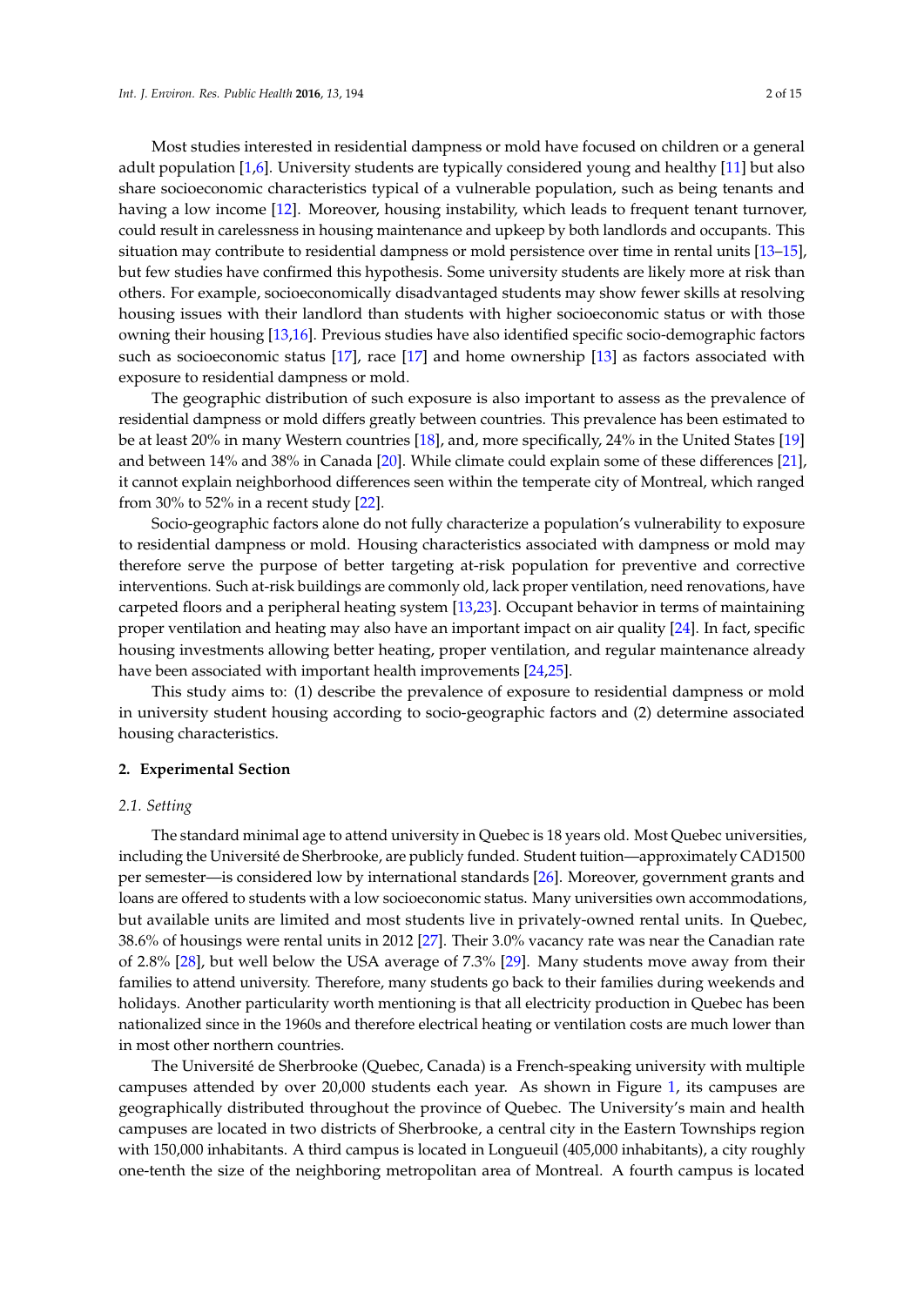Most studies interested in residential dampness or mold have focused on children or a general adult population [1,6]. University students are typically considered young and healthy [11] but also share socioeconomic characteristics typical of a vulnerable population, such as being tenants and having a low income [12]. Moreover, housing instability, which leads to frequent tenant turnover, could result in carelessness in housing maintenance and upkeep by both landlords and occupants. This situation may contribute to residential dampness or mold persistence over time in rental units [13–15], but few studies have confirmed this hypothesis. Some university students are likely more at risk than others. For example, socioeconomically disadvantaged students may show fewer skills at resolving housing issues with their landlord than students with higher socioeconomic status or with those owning their housing [13,16]. Previous studies have also identified specific socio-demographic factors such as socioeconomic status [17], race [17] and home ownership [13] as factors associated with exposure to residential dampness or mold.

The geographic distribution of such exposure is also important to assess as the prevalence of residential dampness or mold differs greatly between countries. This prevalence has been estimated to be at least 20% in many Western countries [18], and, more specifically, 24% in the United States [19] and between 14% and 38% in Canada [20]. While climate could explain some of these differences [21], it cannot explain neighborhood differences seen within the temperate city of Montreal, which ranged from 30% to 52% in a recent study [22].

Socio-geographic factors alone do not fully characterize a population's vulnerability to exposure to residential dampness or mold. Housing characteristics associated with dampness or mold may therefore serve the purpose of better targeting at-risk population for preventive and corrective interventions. Such at-risk buildings are commonly old, lack proper ventilation, need renovations, have carpeted floors and a peripheral heating system [13,23]. Occupant behavior in terms of maintaining proper ventilation and heating may also have an important impact on air quality [24]. In fact, specific housing investments allowing better heating, proper ventilation, and regular maintenance already have been associated with important health improvements [24,25].

This study aims to: (1) describe the prevalence of exposure to residential dampness or mold in university student housing according to socio-geographic factors and (2) determine associated housing characteristics.

## 2. Experimental Section

### 2.1. Setting

The standard minimal age to attend university in Quebec is 18 years old. Most Quebec universities, including the Université de Sherbrooke, are publicly funded. Student tuition—approximately CAD1500 per semester—is considered low by international standards [26]. Moreover, government grants and loans are offered to students with a low socioeconomic status. Many universities own accommodations, but available units are limited and most students live in privately-owned rental units. In Quebec, 38.6% of housings were rental units in 2012 [27]. Their 3.0% vacancy rate was near the Canadian rate of 2.8% [28], but well below the USA average of 7.3% [29]. Many students move away from their families to attend university. Therefore, many students go back to their families during weekends and holidays. Another particularity worth mentioning is that all electricity production in Quebec has been nationalized since in the 1960s and therefore electrical heating or ventilation costs are much lower than in most other northern countries.

The Université de Sherbrooke (Quebec, Canada) is a French-speaking university with multiple campuses attended by over 20,000 students each year. As shown in Figure 1, its campuses are geographically distributed throughout the province of Quebec. The University's main and health campuses are located in two districts of Sherbrooke, a central city in the Eastern Townships region with 150,000 inhabitants. A third campus is located in Longueuil (405,000 inhabitants), a city roughly one-tenth the size of the neighboring metropolitan area of Montreal. A fourth campus is located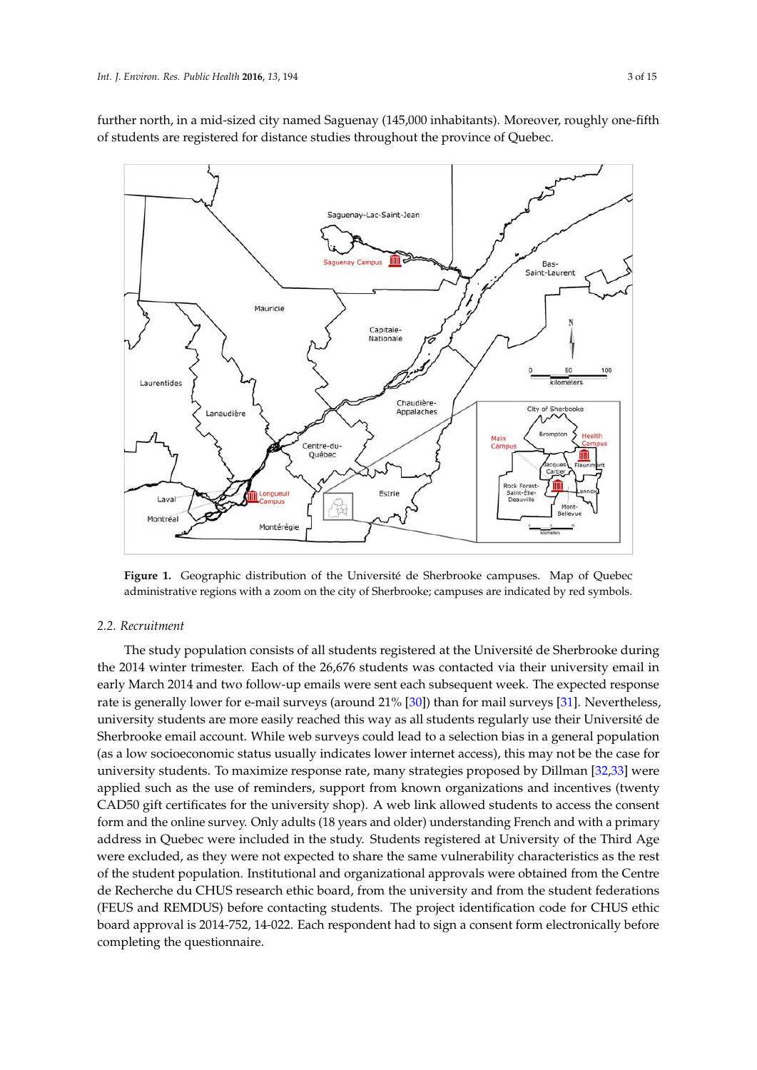further north, in a mid-sized city named Saguenay (145,000 inhabitants). Moreover, roughly one-fifth of students are registered for distance studies throughout the province of Quebec.

**Figure 1.** Geographic distribution of the Université de Sherbrooke campuses. Map of Quebec administrative regions with a zoom on the city of Sherbrooke; campuses are indicated by red symbols.

### *2.2. Recruitment*

The study population consists of all students registered at the Université de Sherbrooke during the 2014 winter trimester. Each of the 26,676 students was contacted via their university email in early March 2014 and two follow-up emails were sent each subsequent week. The expected response rate is generally lower for e-mail surveys (around 21% [30]) than for mail surveys [31]. Nevertheless, university students are more easily reached this way as all students regularly use their Université de Sherbrooke email account. While web surveys could lead to a selection bias in a general population (as a low socioeconomic status usually indicates lower internet access), this may not be the case for university students. To maximize response rate, many strategies proposed by Dillman [32,33] were applied such as the use of reminders, support from known organizations and incentives (twenty CAD50 gift certificates for the university shop). A web link allowed students to access the consent form and the online survey. Only adults (18 years and older) understanding French and with a primary address in Quebec were included in the study. Students registered at University of the Third Age were excluded, as they were not expected to share the same vulnerability characteristics as the rest of the student population. Institutional and organizational approvals were obtained from the Centre de Recherche du CHUS research ethic board, from the university and from the student federations (FEUS and REMDUS) before contacting students. The project identification code for CHUS ethic board approval is 2014-752, 14-022. Each respondent had to sign a consent form electronically before completing the questionnaire.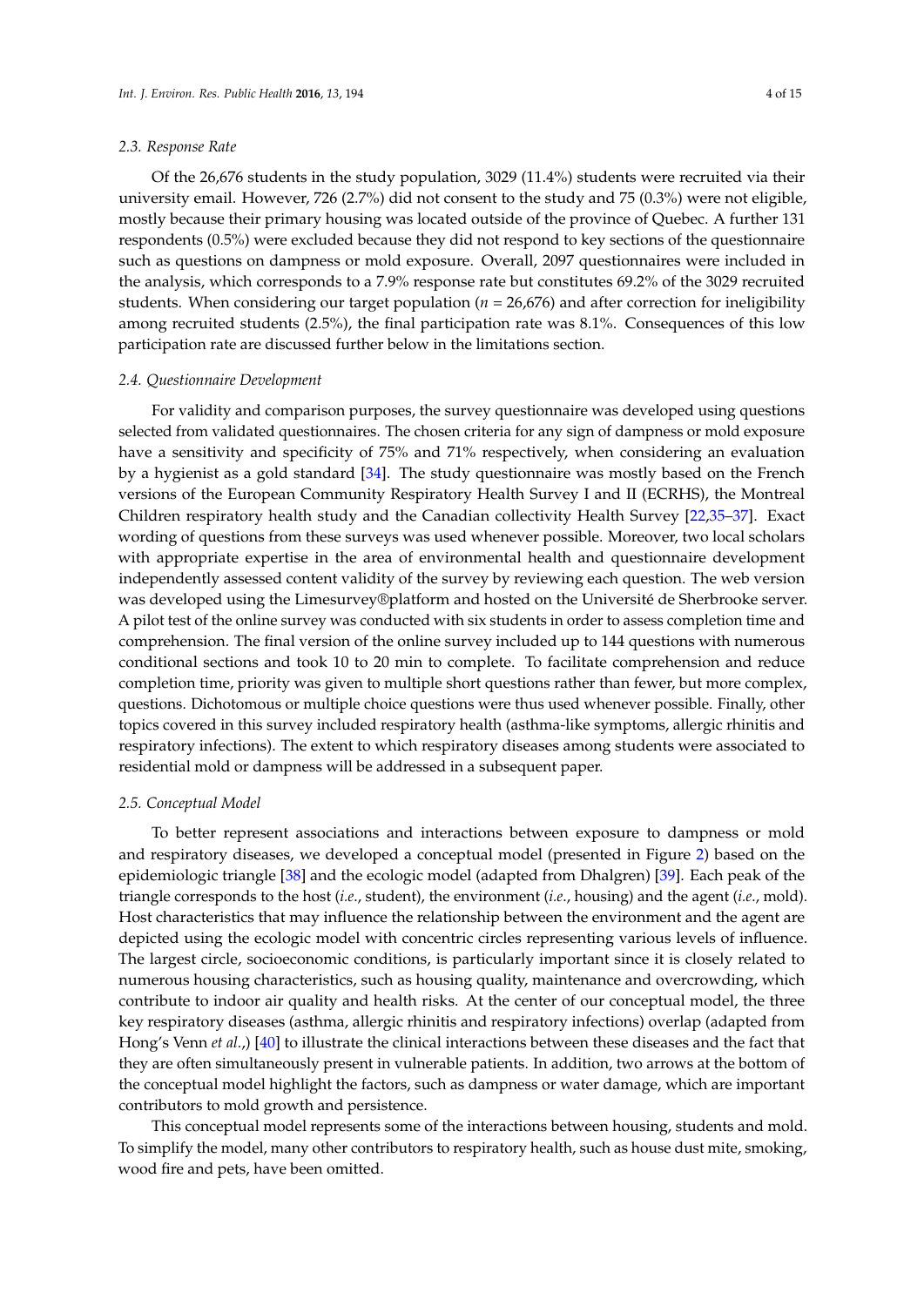### 2.3. Response Rate

Of the 26,676 students in the study population, 3029 (11.4%) students were recruited via their university email. However, 726 (2.7%) did not consent to the study and 75 (0.3%) were not eligible, mostly because their primary housing was located outside of the province of Quebec. A further 131 respondents (0.5%) were excluded because they did not respond to key sections of the questionnaire such as questions on dampness or mold exposure. Overall, 2097 questionnaires were included in the analysis, which corresponds to a 7.9% response rate but constitutes 69.2% of the 3029 recruited students. When considering our target population ($n$ = 26,676) and after correction for ineligibility among recruited students (2.5%), the final participation rate was 8.1%. Consequences of this low participation rate are discussed further below in the limitations section.

### 2.4. Questionnaire Development

For validity and comparison purposes, the survey questionnaire was developed using questions selected from validated questionnaires. The chosen criteria for any sign of dampness or mold exposure have a sensitivity and specificity of 75% and 71% respectively, when considering an evaluation by a hygienist as a gold standard [34]. The study questionnaire was mostly based on the French versions of the European Community Respiratory Health Survey I and II (ECRHS), the Montreal Children respiratory health study and the Canadian collectivity Health Survey [22,35–37]. Exact wording of questions from these surveys was used whenever possible. Moreover, two local scholars with appropriate expertise in the area of environmental health and questionnaire development independently assessed content validity of the survey by reviewing each question. The web version was developed using the Limesurvey®platform and hosted on the Université de Sherbrooke server. A pilot test of the online survey was conducted with six students in order to assess completion time and comprehension. The final version of the online survey included up to 144 questions with numerous conditional sections and took 10 to 20 min to complete. To facilitate comprehension and reduce completion time, priority was given to multiple short questions rather than fewer, but more complex, questions. Dichotomous or multiple choice questions were thus used whenever possible. Finally, other topics covered in this survey included respiratory health (asthma-like symptoms, allergic rhinitis and respiratory infections). The extent to which respiratory diseases among students were associated to residential mold or dampness will be addressed in a subsequent paper.

### 2.5. Conceptual Model

To better represent associations and interactions between exposure to dampness or mold and respiratory diseases, we developed a conceptual model (presented in Figure 2) based on the epidemiologic triangle [38] and the ecologic model (adapted from Dhalgren) [39]. Each peak of the triangle corresponds to the host (*i.e.*, student), the environment (*i.e.*, housing) and the agent (*i.e.*, mold). Host characteristics that may influence the relationship between the environment and the agent are depicted using the ecologic model with concentric circles representing various levels of influence. The largest circle, socioeconomic conditions, is particularly important since it is closely related to numerous housing characteristics, such as housing quality, maintenance and overcrowding, which contribute to indoor air quality and health risks. At the center of our conceptual model, the three key respiratory diseases (asthma, allergic rhinitis and respiratory infections) overlap (adapted from Hong's Venn *et al.*,) [40] to illustrate the clinical interactions between these diseases and the fact that they are often simultaneously present in vulnerable patients. In addition, two arrows at the bottom of the conceptual model highlight the factors, such as dampness or water damage, which are important contributors to mold growth and persistence.

This conceptual model represents some of the interactions between housing, students and mold. To simplify the model, many other contributors to respiratory health, such as house dust mite, smoking, wood fire and pets, have been omitted.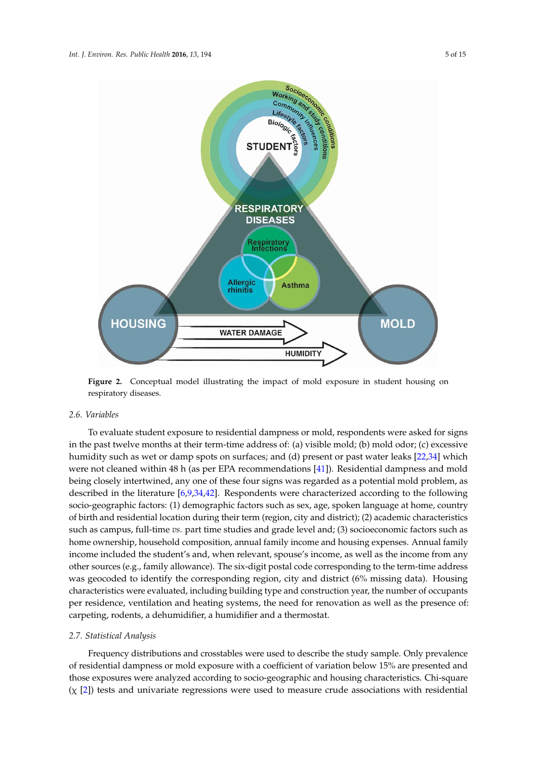**Figure 2.** Conceptual model illustrating the impact of mold exposure in student housing on respiratory diseases.

### 2.6. Variables

To evaluate student exposure to residential dampness or mold, respondents were asked for signs in the past twelve months at their term-time address of: (a) visible mold; (b) mold odor; (c) excessive humidity such as wet or damp spots on surfaces; and (d) present or past water leaks [22,34] which were not cleaned within 48 h (as per EPA recommendations [41]). Residential dampness and mold being closely intertwined, any one of these four signs was regarded as a potential mold problem, as described in the literature [6,9,34,42]. Respondents were characterized according to the following socio-geographic factors: (1) demographic factors such as sex, age, spoken language at home, country of birth and residential location during their term (region, city and district); (2) academic characteristics such as campus, full-time *vs.* part time studies and grade level and; (3) socioeconomic factors such as home ownership, household composition, annual family income and housing expenses. Annual family income included the student's and, when relevant, spouse's income, as well as the income from any other sources (e.g., family allowance). The six-digit postal code corresponding to the term-time address was geocoded to identify the corresponding region, city and district (6% missing data). Housing characteristics were evaluated, including building type and construction year, the number of occupants per residence, ventilation and heating systems, the need for renovation as well as the presence of: carpeting, rodents, a dehumidifier, a humidifier and a thermostat.

### 2.7. Statistical Analysis

Frequency distributions and crosstables were used to describe the study sample. Only prevalence of residential dampness or mold exposure with a coefficient of variation below 15% are presented and those exposures were analyzed according to socio-geographic and housing characteristics. Chi-square ($\chi$ [2]) tests and univariate regressions were used to measure crude associations with residential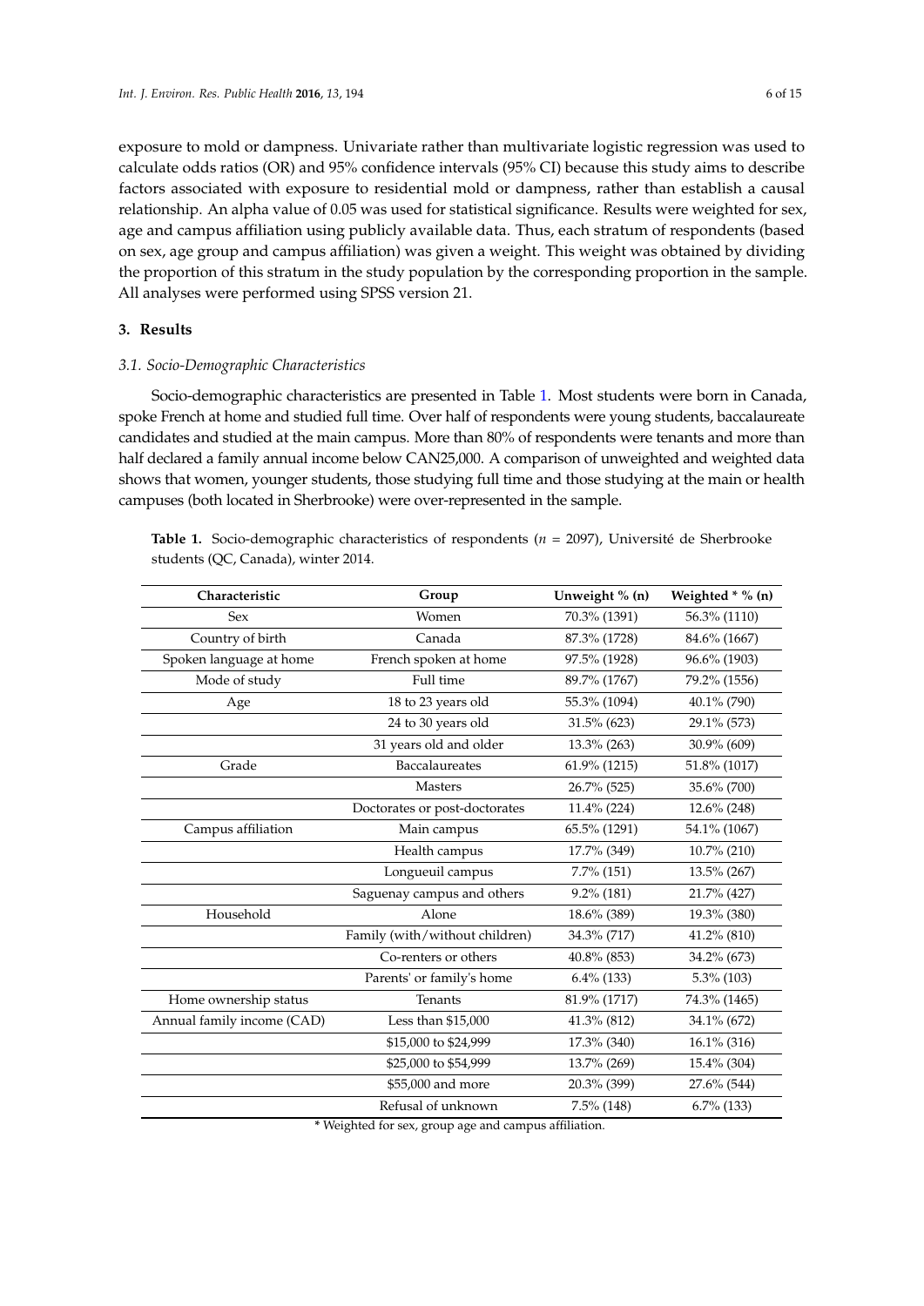exposure to mold or dampness. Univariate rather than multivariate logistic regression was used to calculate odds ratios (OR) and 95% confidence intervals (95% CI) because this study aims to describe factors associated with exposure to residential mold or dampness, rather than establish a causal relationship. An alpha value of 0.05 was used for statistical significance. Results were weighted for sex, age and campus affiliation using publicly available data. Thus, each stratum of respondents (based on sex, age group and campus affiliation) was given a weight. This weight was obtained by dividing the proportion of this stratum in the study population by the corresponding proportion in the sample. All analyses were performed using SPSS version 21.

## 3. Results

### 3.1. Socio-Demographic Characteristics

Socio-demographic characteristics are presented in Table 1. Most students were born in Canada, spoke French at home and studied full time. Over half of respondents were young students, baccalaureate candidates and studied at the main campus. More than 80% of respondents were tenants and more than half declared a family annual income below CAN25,000. A comparison of unweighted and weighted data shows that women, younger students, those studying full time and those studying at the main or health campuses (both located in Sherbrooke) were over-represented in the sample.

**Table 1.** Socio-demographic characteristics of respondents ($n$ = 2097), Université de Sherbrooke students (QC, Canada), winter 2014.

| Characteristic | Group | Unweight % (n) | Weighted * % (n) |
|---|---|---|---|
| Sex | Women | 70.3% (1391) | 56.3% (1110) |
| Country of birth | Canada | 87.3% (1728) | 84.6% (1667) |
| Spoken language at home | French spoken at home | 97.5% (1928) | 96.6% (1903) |
| Mode of study | Full time | 89.7% (1767) | 79.2% (1556) |
| Age | 18 to 23 years old | 55.3% (1094) | 40.1% (790) |
| | 24 to 30 years old | 31.5% (623) | 29.1% (573) |
| | 31 years old and older | 13.3% (263) | 30.9% (609) |
| Grade | Baccalaureates | 61.9% (1215) | 51.8% (1017) |
| | Masters | 26.7% (525) | 35.6% (700) |
| | Doctorates or post-doctorates | 11.4% (224) | 12.6% (248) |
| Campus affiliation | Main campus | 65.5% (1291) | 54.1% (1067) |
| | Health campus | 17.7% (349) | 10.7% (210) |
| | Longueuil campus | 7.7% (151) | 13.5% (267) |
| | Saguenay campus and others | 9.2% (181) | 21.7% (427) |
| Household | Alone | 18.6% (389) | 19.3% (380) |
| | Family (with/without children) | 34.3% (717) | 41.2% (810) |
| | Co-renters or others | 40.8% (853) | 34.2% (673) |
| | Parents' or family's home | 6.4% (133) | 5.3% (103) |
| Home ownership status | Tenants | 81.9% (1717) | 74.3% (1465) |
| Annual family income (CAD) | Less than $15,000 | 41.3% (812) | 34.1% (672) |
| | $15,000 to $24,999 | 17.3% (340) | 16.1% (316) |
| | $25,000 to $54,999 | 13.7% (269) | 15.4% (304) |
| | $55,000 and more | 20.3% (399) | 27.6% (544) |
| | Refusal of unknown | 7.5% (148) | 6.7% (133) |

* Weighted for sex, group age and campus affiliation.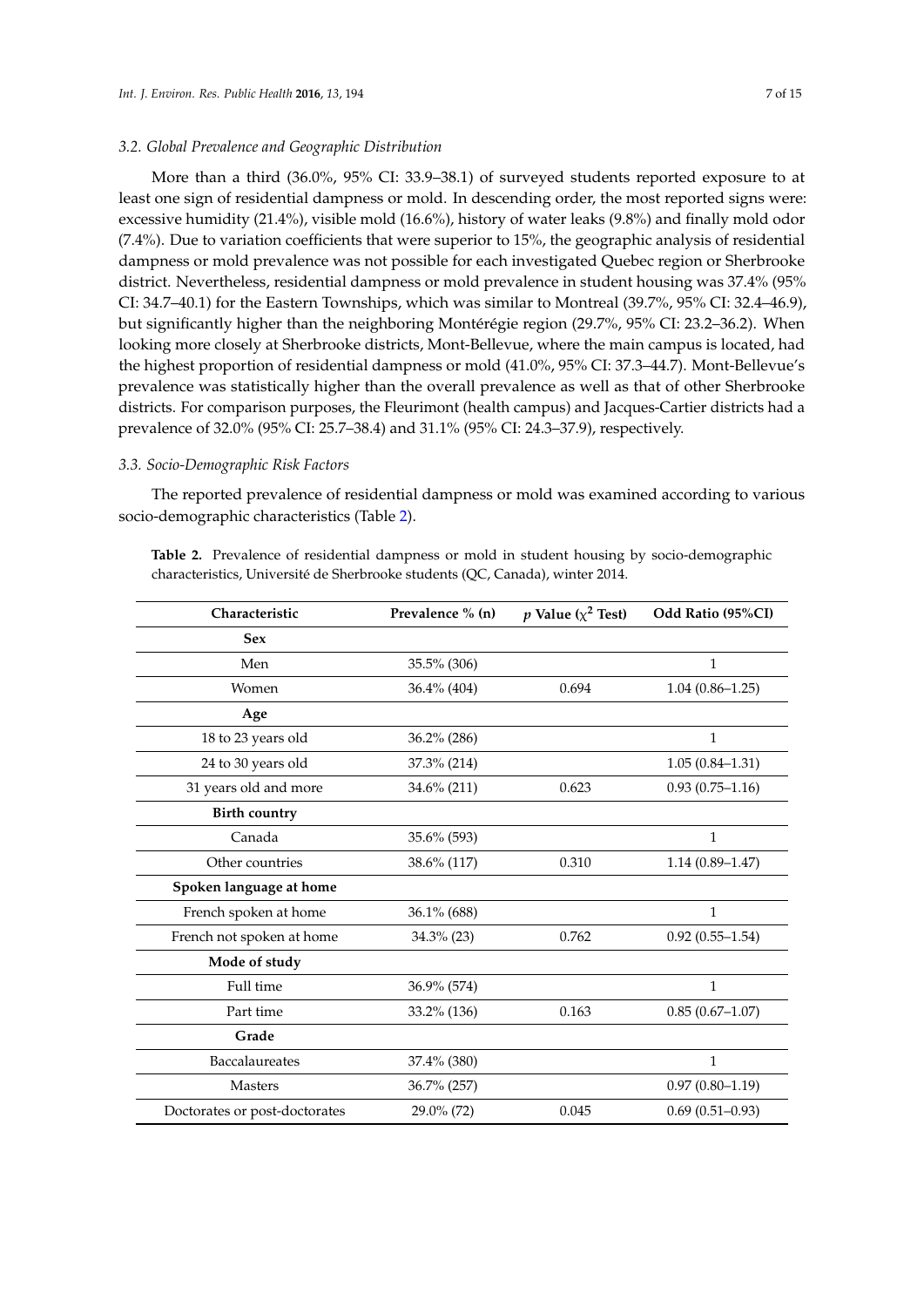### 3.2. Global Prevalence and Geographic Distribution

More than a third (36.0%, 95% CI: 33.9–38.1) of surveyed students reported exposure to at least one sign of residential dampness or mold. In descending order, the most reported signs were: excessive humidity (21.4%), visible mold (16.6%), history of water leaks (9.8%) and finally mold odor (7.4%). Due to variation coefficients that were superior to 15%, the geographic analysis of residential dampness or mold prevalence was not possible for each investigated Quebec region or Sherbrooke district. Nevertheless, residential dampness or mold prevalence in student housing was 37.4% (95% CI: 34.7–40.1) for the Eastern Townships, which was similar to Montreal (39.7%, 95% CI: 32.4–46.9), but significantly higher than the neighboring Montérégie region (29.7%, 95% CI: 23.2–36.2). When looking more closely at Sherbrooke districts, Mont-Bellevue, where the main campus is located, had the highest proportion of residential dampness or mold (41.0%, 95% CI: 37.3–44.7). Mont-Bellevue's prevalence was statistically higher than the overall prevalence as well as that of other Sherbrooke districts. For comparison purposes, the Fleurimont (health campus) and Jacques-Cartier districts had a prevalence of 32.0% (95% CI: 25.7–38.4) and 31.1% (95% CI: 24.3–37.9), respectively.

### 3.3. Socio-Demographic Risk Factors

The reported prevalence of residential dampness or mold was examined according to various socio-demographic characteristics (Table 2).

**Table 2.** Prevalence of residential dampness or mold in student housing by socio-demographic characteristics, Université de Sherbrooke students (QC, Canada), winter 2014.

| Characteristic | Prevalence % (n) | $p$ Value ($\chi^2$ Test) | Odd Ratio (95%CI) |
|---|---|---|---|
| **Sex** | | | |
| Men | 35.5% (306) | | 1 |
| Women | 36.4% (404) | 0.694 | 1.04 (0.86–1.25) |
| **Age** | | | |
| 18 to 23 years old | 36.2% (286) | | 1 |
| 24 to 30 years old | 37.3% (214) | | 1.05 (0.84–1.31) |
| 31 years old and more | 34.6% (211) | 0.623 | 0.93 (0.75–1.16) |
| **Birth country** | | | |
| Canada | 35.6% (593) | | 1 |
| Other countries | 38.6% (117) | 0.310 | 1.14 (0.89–1.47) |
| **Spoken language at home** | | | |
| French spoken at home | 36.1% (688) | | 1 |
| French not spoken at home | 34.3% (23) | 0.762 | 0.92 (0.55–1.54) |
| **Mode of study** | | | |
| Full time | 36.9% (574) | | 1 |
| Part time | 33.2% (136) | 0.163 | 0.85 (0.67–1.07) |
| **Grade** | | | |
| Baccalaureates | 37.4% (380) | | 1 |
| Masters | 36.7% (257) | | 0.97 (0.80–1.19) |
| Doctorates or post-doctorates | 29.0% (72) | 0.045 | 0.69 (0.51–0.93) |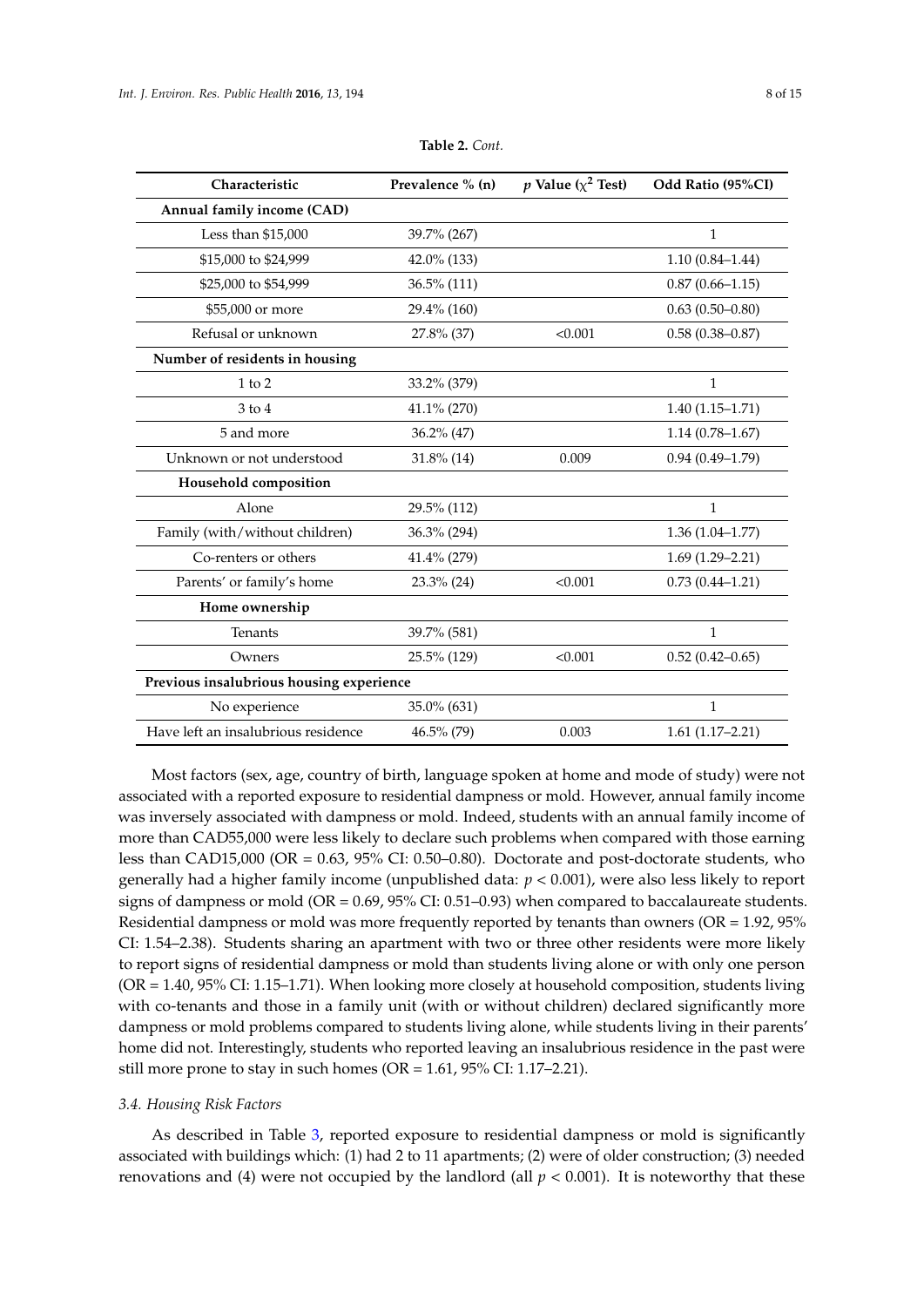**Table 2.** *Cont.*

| Characteristic | Prevalence % (n) | *p* Value ($\chi^2$ Test) | Odd Ratio (95%CI) |
|---|---|---|---|
| **Annual family income (CAD)** | | | |
| Less than $15,000 | 39.7% (267) | | 1 |
| $15,000 to $24,999 | 42.0% (133) | | 1.10 (0.84–1.44) |
| $25,000 to $54,999 | 36.5% (111) | | 0.87 (0.66–1.15) |
| $55,000 or more | 29.4% (160) | | 0.63 (0.50–0.80) |
| Refusal or unknown | 27.8% (37) | <0.001 | 0.58 (0.38–0.87) |
| **Number of residents in housing** | | | |
| 1 to 2 | 33.2% (379) | | 1 |
| 3 to 4 | 41.1% (270) | | 1.40 (1.15–1.71) |
| 5 and more | 36.2% (47) | | 1.14 (0.78–1.67) |
| Unknown or not understood | 31.8% (14) | 0.009 | 0.94 (0.49–1.79) |
| **Household composition** | | | |
| Alone | 29.5% (112) | | 1 |
| Family (with/without children) | 36.3% (294) | | 1.36 (1.04–1.77) |
| Co-renters or others | 41.4% (279) | | 1.69 (1.29–2.21) |
| Parents' or family's home | 23.3% (24) | <0.001 | 0.73 (0.44–1.21) |
| **Home ownership** | | | |
| Tenants | 39.7% (581) | | 1 |
| Owners | 25.5% (129) | <0.001 | 0.52 (0.42–0.65) |
| **Previous insalubrious housing experience** | | | |
| No experience | 35.0% (631) | | 1 |
| Have left an insalubrious residence | 46.5% (79) | 0.003 | 1.61 (1.17–2.21) |

Most factors (sex, age, country of birth, language spoken at home and mode of study) were not associated with a reported exposure to residential dampness or mold. However, annual family income was inversely associated with dampness or mold. Indeed, students with an annual family income of more than CAD55,000 were less likely to declare such problems when compared with those earning less than CAD15,000 (OR = 0.63, 95% CI: 0.50–0.80). Doctorate and post-doctorate students, who generally had a higher family income (unpublished data: $p < 0.001$), were also less likely to report signs of dampness or mold (OR = 0.69, 95% CI: 0.51–0.93) when compared to baccalaureate students. Residential dampness or mold was more frequently reported by tenants than owners (OR = 1.92, 95% CI: 1.54–2.38). Students sharing an apartment with two or three other residents were more likely to report signs of residential dampness or mold than students living alone or with only one person (OR = 1.40, 95% CI: 1.15–1.71). When looking more closely at household composition, students living with co-tenants and those in a family unit (with or without children) declared significantly more dampness or mold problems compared to students living alone, while students living in their parents' home did not. Interestingly, students who reported leaving an insalubrious residence in the past were still more prone to stay in such homes (OR = 1.61, 95% CI: 1.17–2.21).

### *3.4. Housing Risk Factors*

As described in Table 3, reported exposure to residential dampness or mold is significantly associated with buildings which: (1) had 2 to 11 apartments; (2) were of older construction; (3) needed renovations and (4) were not occupied by the landlord (all $p < 0.001$). It is noteworthy that these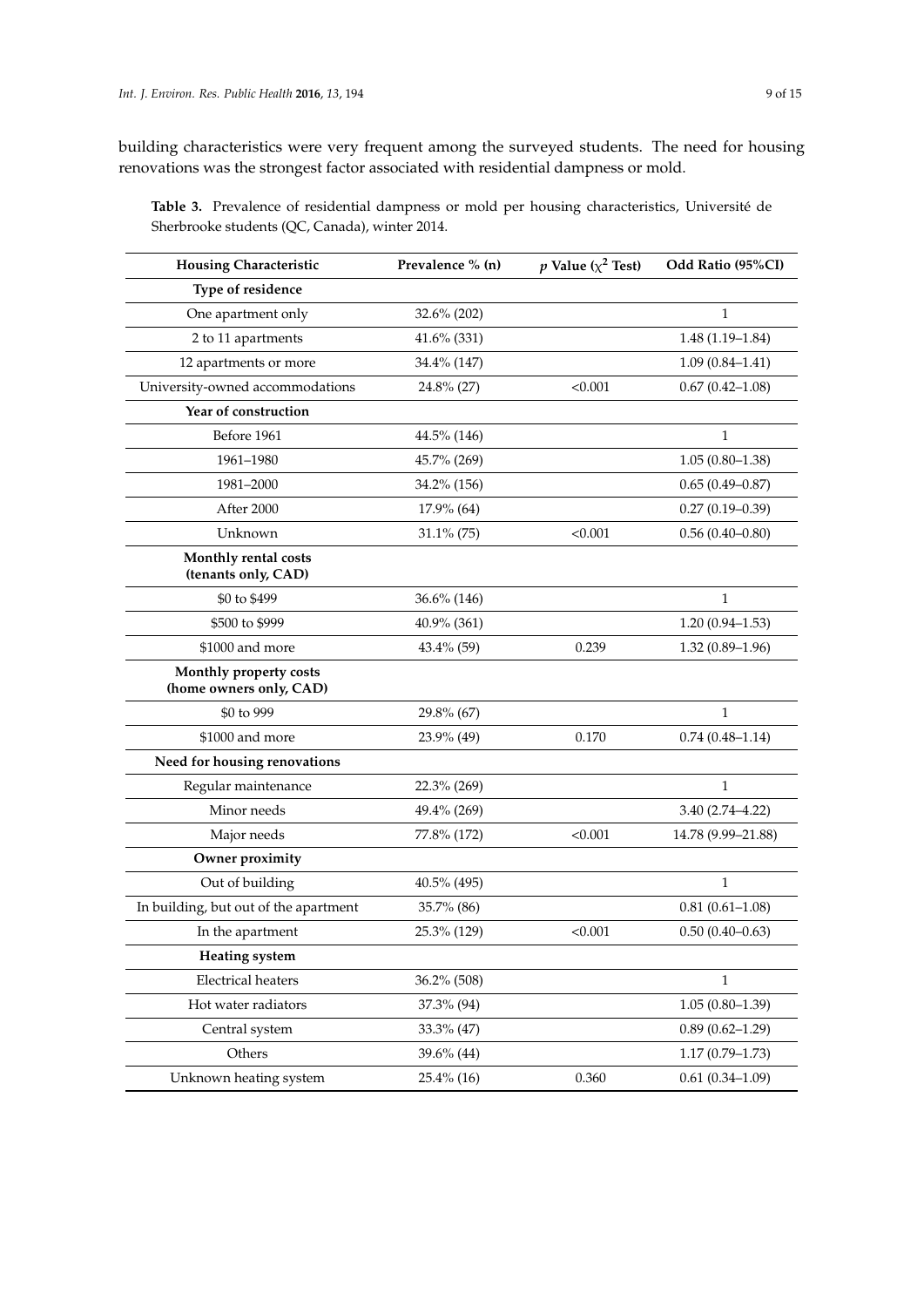building characteristics were very frequent among the surveyed students. The need for housing renovations was the strongest factor associated with residential dampness or mold.

**Table 3.** Prevalence of residential dampness or mold per housing characteristics, Université de Sherbrooke students (QC, Canada), winter 2014.

| Housing Characteristic | Prevalence % (n) | $p$ Value ($\chi^2$ Test) | Odd Ratio (95%CI) |
|---|---|---|---|
| **Type of residence** | | | |
| One apartment only | 32.6% (202) | | 1 |
| 2 to 11 apartments | 41.6% (331) | | 1.48 (1.19–1.84) |
| 12 apartments or more | 34.4% (147) | | 1.09 (0.84–1.41) |
| University-owned accommodations | 24.8% (27) | <0.001 | 0.67 (0.42–1.08) |
| **Year of construction** | | | |
| Before 1961 | 44.5% (146) | | 1 |
| 1961–1980 | 45.7% (269) | | 1.05 (0.80–1.38) |
| 1981–2000 | 34.2% (156) | | 0.65 (0.49–0.87) |
| After 2000 | 17.9% (64) | | 0.27 (0.19–0.39) |
| Unknown | 31.1% (75) | <0.001 | 0.56 (0.40–0.80) |
| **Monthly rental costs (tenants only, CAD)** | | | |
| \$0 to \$499 | 36.6% (146) | | 1 |
| \$500 to \$999 | 40.9% (361) | | 1.20 (0.94–1.53) |
| \$1000 and more | 43.4% (59) | 0.239 | 1.32 (0.89–1.96) |
| **Monthly property costs (home owners only, CAD)** | | | |
| \$0 to 999 | 29.8% (67) | | 1 |
| \$1000 and more | 23.9% (49) | 0.170 | 0.74 (0.48–1.14) |
| **Need for housing renovations** | | | |
| Regular maintenance | 22.3% (269) | | 1 |
| Minor needs | 49.4% (269) | | 3.40 (2.74–4.22) |
| Major needs | 77.8% (172) | <0.001 | 14.78 (9.99–21.88) |
| **Owner proximity** | | | |
| Out of building | 40.5% (495) | | 1 |
| In building, but out of the apartment | 35.7% (86) | | 0.81 (0.61–1.08) |
| In the apartment | 25.3% (129) | <0.001 | 0.50 (0.40–0.63) |
| **Heating system** | | | |
| Electrical heaters | 36.2% (508) | | 1 |
| Hot water radiators | 37.3% (94) | | 1.05 (0.80–1.39) |
| Central system | 33.3% (47) | | 0.89 (0.62–1.29) |
| Others | 39.6% (44) | | 1.17 (0.79–1.73) |
| Unknown heating system | 25.4% (16) | 0.360 | 0.61 (0.34–1.09) |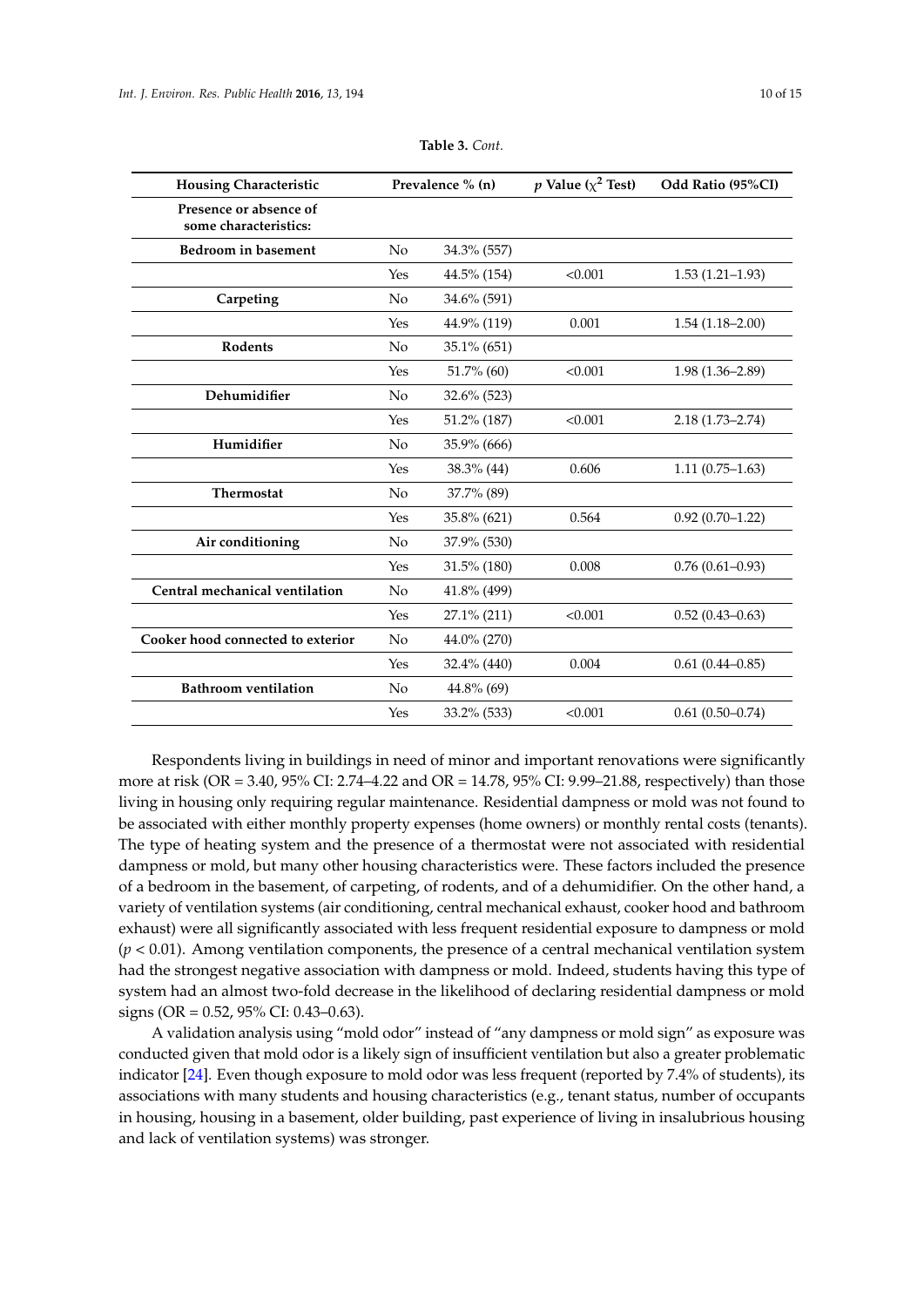**Table 3.** *Cont.*

| Housing Characteristic | Prevalence % (n) | | $p$ Value ($\chi^2$ Test) | Odd Ratio (95%CI) |
|---|---|---|---|---|
| **Presence or absence of some characteristics:** | | | | |
| **Bedroom in basement** | No | 34.3% (557) | | |
| | Yes | 44.5% (154) | <0.001 | 1.53 (1.21–1.93) |
| **Carpeting** | No | 34.6% (591) | | |
| | Yes | 44.9% (119) | 0.001 | 1.54 (1.18–2.00) |
| **Rodents** | No | 35.1% (651) | | |
| | Yes | 51.7% (60) | <0.001 | 1.98 (1.36–2.89) |
| **Dehumidifier** | No | 32.6% (523) | | |
| | Yes | 51.2% (187) | <0.001 | 2.18 (1.73–2.74) |
| **Humidifier** | No | 35.9% (666) | | |
| | Yes | 38.3% (44) | 0.606 | 1.11 (0.75–1.63) |
| **Thermostat** | No | 37.7% (89) | | |
| | Yes | 35.8% (621) | 0.564 | 0.92 (0.70–1.22) |
| **Air conditioning** | No | 37.9% (530) | | |
| | Yes | 31.5% (180) | 0.008 | 0.76 (0.61–0.93) |
| **Central mechanical ventilation** | No | 41.8% (499) | | |
| | Yes | 27.1% (211) | <0.001 | 0.52 (0.43–0.63) |
| **Cooker hood connected to exterior** | No | 44.0% (270) | | |
| | Yes | 32.4% (440) | 0.004 | 0.61 (0.44–0.85) |
| **Bathroom ventilation** | No | 44.8% (69) | | |
| | Yes | 33.2% (533) | <0.001 | 0.61 (0.50–0.74) |

Respondents living in buildings in need of minor and important renovations were significantly more at risk (OR = 3.40, 95% CI: 2.74–4.22 and OR = 14.78, 95% CI: 9.99–21.88, respectively) than those living in housing only requiring regular maintenance. Residential dampness or mold was not found to be associated with either monthly property expenses (home owners) or monthly rental costs (tenants). The type of heating system and the presence of a thermostat were not associated with residential dampness or mold, but many other housing characteristics were. These factors included the presence of a bedroom in the basement, of carpeting, of rodents, and of a dehumidifier. On the other hand, a variety of ventilation systems (air conditioning, central mechanical exhaust, cooker hood and bathroom exhaust) were all significantly associated with less frequent residential exposure to dampness or mold ($p < 0.01$). Among ventilation components, the presence of a central mechanical ventilation system had the strongest negative association with dampness or mold. Indeed, students having this type of system had an almost two-fold decrease in the likelihood of declaring residential dampness or mold signs (OR = 0.52, 95% CI: 0.43–0.63).

A validation analysis using "mold odor" instead of "any dampness or mold sign" as exposure was conducted given that mold odor is a likely sign of insufficient ventilation but also a greater problematic indicator [24]. Even though exposure to mold odor was less frequent (reported by 7.4% of students), its associations with many students and housing characteristics (e.g., tenant status, number of occupants in housing, housing in a basement, older building, past experience of living in insalubrious housing and lack of ventilation systems) was stronger.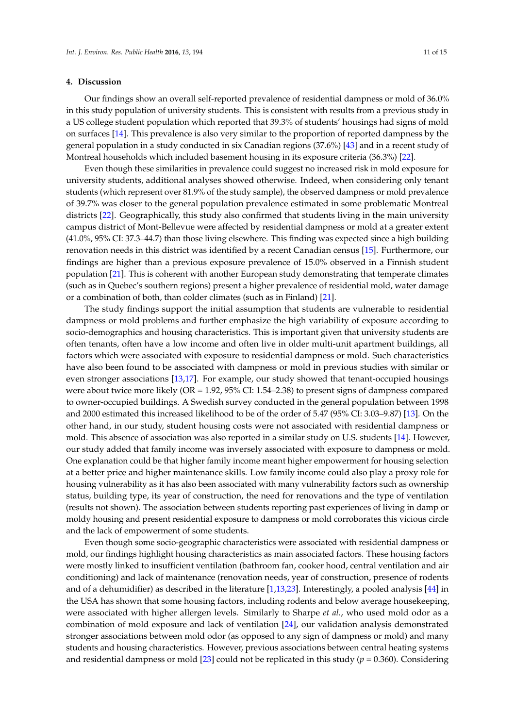## 4. Discussion

Our findings show an overall self-reported prevalence of residential dampness or mold of 36.0% in this study population of university students. This is consistent with results from a previous study in a US college student population which reported that 39.3% of students' housings had signs of mold on surfaces [14]. This prevalence is also very similar to the proportion of reported dampness by the general population in a study conducted in six Canadian regions (37.6%) [43] and in a recent study of Montreal households which included basement housing in its exposure criteria (36.3%) [22].

Even though these similarities in prevalence could suggest no increased risk in mold exposure for university students, additional analyses showed otherwise. Indeed, when considering only tenant students (which represent over 81.9% of the study sample), the observed dampness or mold prevalence of 39.7% was closer to the general population prevalence estimated in some problematic Montreal districts [22]. Geographically, this study also confirmed that students living in the main university campus district of Mont-Bellevue were affected by residential dampness or mold at a greater extent (41.0%, 95% CI: 37.3–44.7) than those living elsewhere. This finding was expected since a high building renovation needs in this district was identified by a recent Canadian census [15]. Furthermore, our findings are higher than a previous exposure prevalence of 15.0% observed in a Finnish student population [21]. This is coherent with another European study demonstrating that temperate climates (such as in Quebec's southern regions) present a higher prevalence of residential mold, water damage or a combination of both, than colder climates (such as in Finland) [21].

The study findings support the initial assumption that students are vulnerable to residential dampness or mold problems and further emphasize the high variability of exposure according to socio-demographics and housing characteristics. This is important given that university students are often tenants, often have a low income and often live in older multi-unit apartment buildings, all factors which were associated with exposure to residential dampness or mold. Such characteristics have also been found to be associated with dampness or mold in previous studies with similar or even stronger associations [13,17]. For example, our study showed that tenant-occupied housings were about twice more likely (OR = 1.92, 95% CI: 1.54–2.38) to present signs of dampness compared to owner-occupied buildings. A Swedish survey conducted in the general population between 1998 and 2000 estimated this increased likelihood to be of the order of 5.47 (95% CI: 3.03–9.87) [13]. On the other hand, in our study, student housing costs were not associated with residential dampness or mold. This absence of association was also reported in a similar study on U.S. students [14]. However, our study added that family income was inversely associated with exposure to dampness or mold. One explanation could be that higher family income meant higher empowerment for housing selection at a better price and higher maintenance skills. Low family income could also play a proxy role for housing vulnerability as it has also been associated with many vulnerability factors such as ownership status, building type, its year of construction, the need for renovations and the type of ventilation (results not shown). The association between students reporting past experiences of living in damp or moldy housing and present residential exposure to dampness or mold corroborates this vicious circle and the lack of empowerment of some students.

Even though some socio-geographic characteristics were associated with residential dampness or mold, our findings highlight housing characteristics as main associated factors. These housing factors were mostly linked to insufficient ventilation (bathroom fan, cooker hood, central ventilation and air conditioning) and lack of maintenance (renovation needs, year of construction, presence of rodents and of a dehumidifier) as described in the literature [1,13,23]. Interestingly, a pooled analysis [44] in the USA has shown that some housing factors, including rodents and below average housekeeping, were associated with higher allergen levels. Similarly to Sharpe *et al.*, who used mold odor as a combination of mold exposure and lack of ventilation [24], our validation analysis demonstrated stronger associations between mold odor (as opposed to any sign of dampness or mold) and many students and housing characteristics. However, previous associations between central heating systems and residential dampness or mold [23] could not be replicated in this study ($p = 0.360$). Considering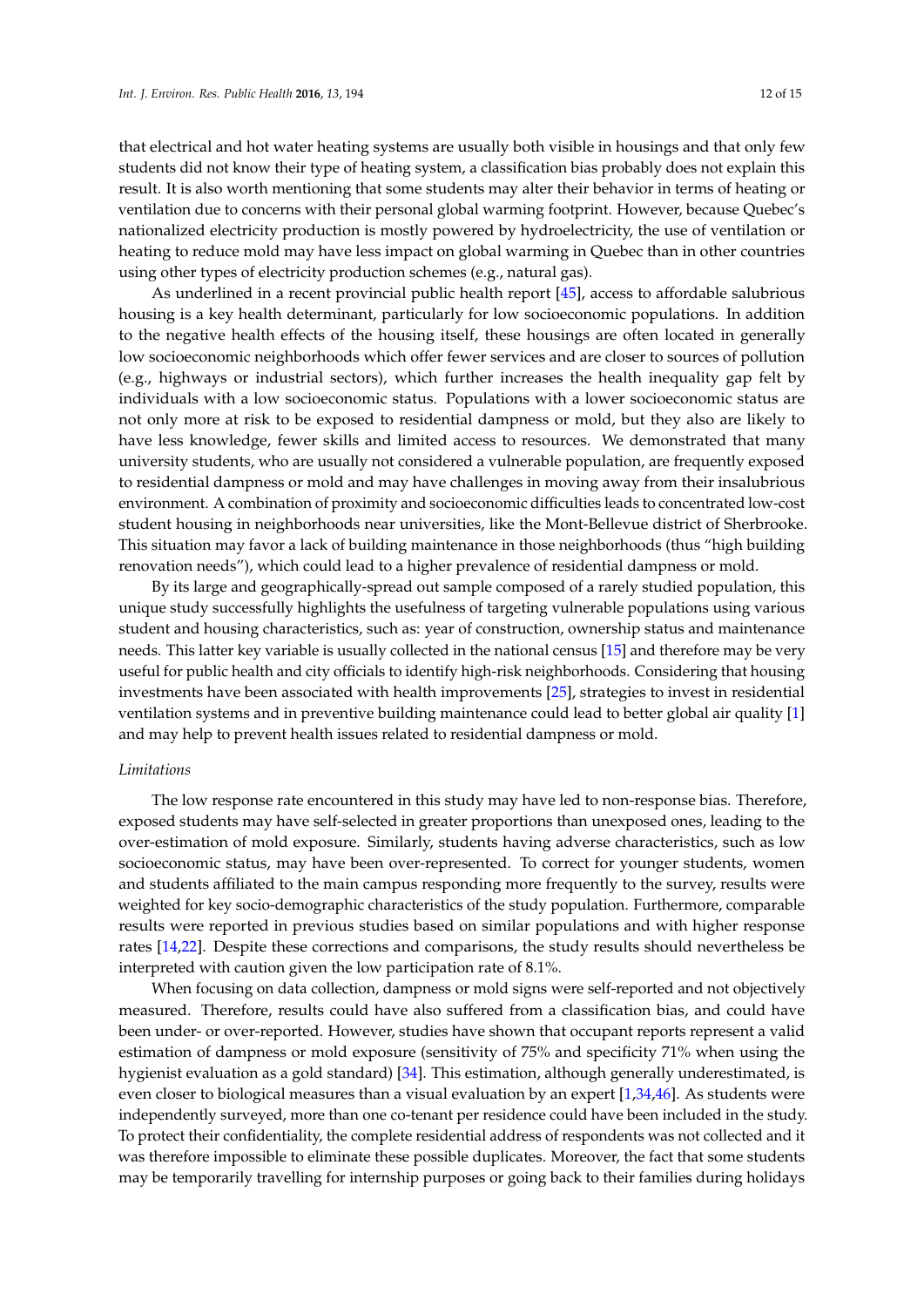that electrical and hot water heating systems are usually both visible in housings and that only few students did not know their type of heating system, a classification bias probably does not explain this result. It is also worth mentioning that some students may alter their behavior in terms of heating or ventilation due to concerns with their personal global warming footprint. However, because Quebec's nationalized electricity production is mostly powered by hydroelectricity, the use of ventilation or heating to reduce mold may have less impact on global warming in Quebec than in other countries using other types of electricity production schemes (e.g., natural gas).

As underlined in a recent provincial public health report [45], access to affordable salubrious housing is a key health determinant, particularly for low socioeconomic populations. In addition to the negative health effects of the housing itself, these housings are often located in generally low socioeconomic neighborhoods which offer fewer services and are closer to sources of pollution (e.g., highways or industrial sectors), which further increases the health inequality gap felt by individuals with a low socioeconomic status. Populations with a lower socioeconomic status are not only more at risk to be exposed to residential dampness or mold, but they also are likely to have less knowledge, fewer skills and limited access to resources. We demonstrated that many university students, who are usually not considered a vulnerable population, are frequently exposed to residential dampness or mold and may have challenges in moving away from their insalubrious environment. A combination of proximity and socioeconomic difficulties leads to concentrated low-cost student housing in neighborhoods near universities, like the Mont-Bellevue district of Sherbrooke. This situation may favor a lack of building maintenance in those neighborhoods (thus "high building renovation needs"), which could lead to a higher prevalence of residential dampness or mold.

By its large and geographically-spread out sample composed of a rarely studied population, this unique study successfully highlights the usefulness of targeting vulnerable populations using various student and housing characteristics, such as: year of construction, ownership status and maintenance needs. This latter key variable is usually collected in the national census [15] and therefore may be very useful for public health and city officials to identify high-risk neighborhoods. Considering that housing investments have been associated with health improvements [25], strategies to invest in residential ventilation systems and in preventive building maintenance could lead to better global air quality [1] and may help to prevent health issues related to residential dampness or mold.

*Limitations*

The low response rate encountered in this study may have led to non-response bias. Therefore, exposed students may have self-selected in greater proportions than unexposed ones, leading to the over-estimation of mold exposure. Similarly, students having adverse characteristics, such as low socioeconomic status, may have been over-represented. To correct for younger students, women and students affiliated to the main campus responding more frequently to the survey, results were weighted for key socio-demographic characteristics of the study population. Furthermore, comparable results were reported in previous studies based on similar populations and with higher response rates [14,22]. Despite these corrections and comparisons, the study results should nevertheless be interpreted with caution given the low participation rate of 8.1%.

When focusing on data collection, dampness or mold signs were self-reported and not objectively measured. Therefore, results could have also suffered from a classification bias, and could have been under- or over-reported. However, studies have shown that occupant reports represent a valid estimation of dampness or mold exposure (sensitivity of 75% and specificity 71% when using the hygienist evaluation as a gold standard) [34]. This estimation, although generally underestimated, is even closer to biological measures than a visual evaluation by an expert [1,34,46]. As students were independently surveyed, more than one co-tenant per residence could have been included in the study. To protect their confidentiality, the complete residential address of respondents was not collected and it was therefore impossible to eliminate these possible duplicates. Moreover, the fact that some students may be temporarily travelling for internship purposes or going back to their families during holidays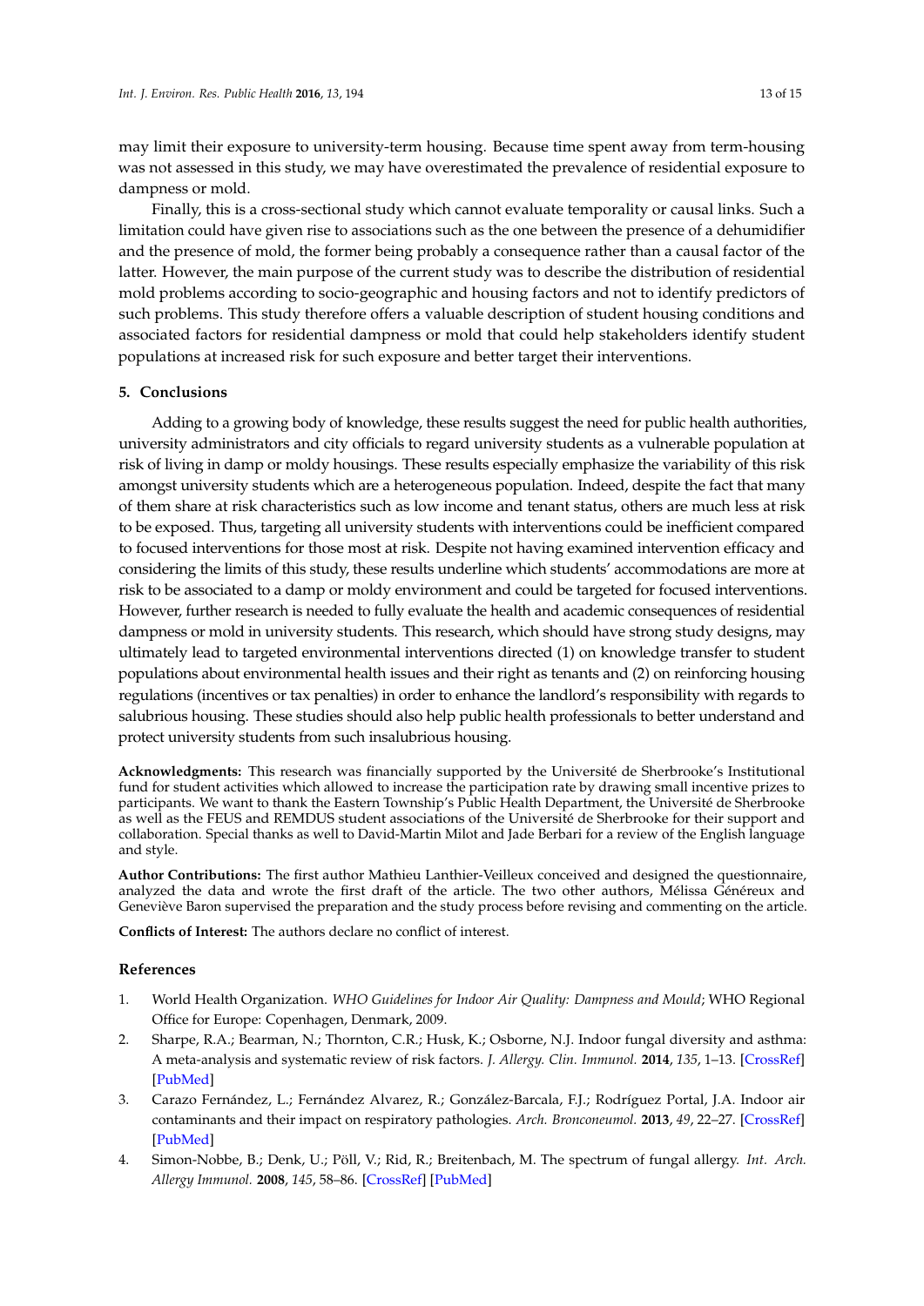may limit their exposure to university-term housing. Because time spent away from term-housing was not assessed in this study, we may have overestimated the prevalence of residential exposure to dampness or mold.

Finally, this is a cross-sectional study which cannot evaluate temporality or causal links. Such a limitation could have given rise to associations such as the one between the presence of a dehumidifier and the presence of mold, the former being probably a consequence rather than a causal factor of the latter. However, the main purpose of the current study was to describe the distribution of residential mold problems according to socio-geographic and housing factors and not to identify predictors of such problems. This study therefore offers a valuable description of student housing conditions and associated factors for residential dampness or mold that could help stakeholders identify student populations at increased risk for such exposure and better target their interventions.

## 5. Conclusions

Adding to a growing body of knowledge, these results suggest the need for public health authorities, university administrators and city officials to regard university students as a vulnerable population at risk of living in damp or moldy housings. These results especially emphasize the variability of this risk amongst university students which are a heterogeneous population. Indeed, despite the fact that many of them share at risk characteristics such as low income and tenant status, others are much less at risk to be exposed. Thus, targeting all university students with interventions could be inefficient compared to focused interventions for those most at risk. Despite not having examined intervention efficacy and considering the limits of this study, these results underline which students' accommodations are more at risk to be associated to a damp or moldy environment and could be targeted for focused interventions. However, further research is needed to fully evaluate the health and academic consequences of residential dampness or mold in university students. This research, which should have strong study designs, may ultimately lead to targeted environmental interventions directed (1) on knowledge transfer to student populations about environmental health issues and their right as tenants and (2) on reinforcing housing regulations (incentives or tax penalties) in order to enhance the landlord's responsibility with regards to salubrious housing. These studies should also help public health professionals to better understand and protect university students from such insalubrious housing.

**Acknowledgments:** This research was financially supported by the Université de Sherbrooke's Institutional fund for student activities which allowed to increase the participation rate by drawing small incentive prizes to participants. We want to thank the Eastern Township's Public Health Department, the Université de Sherbrooke as well as the FEUS and REMDUS student associations of the Université de Sherbrooke for their support and collaboration. Special thanks as well to David-Martin Milot and Jade Berbari for a review of the English language and style.

**Author Contributions:** The first author Mathieu Lanthier-Veilleux conceived and designed the questionnaire, analyzed the data and wrote the first draft of the article. The two other authors, Mélissa Généreux and Geneviève Baron supervised the preparation and the study process before revising and commenting on the article.

**Conflicts of Interest:** The authors declare no conflict of interest.

## References

1. World Health Organization. *WHO Guidelines for Indoor Air Quality: Dampness and Mould*; WHO Regional Office for Europe: Copenhagen, Denmark, 2009.
2. Sharpe, R.A.; Bearman, N.; Thornton, C.R.; Husk, K.; Osborne, N.J. Indoor fungal diversity and asthma: A meta-analysis and systematic review of risk factors. *J. Allergy. Clin. Immunol.* **2014**, *135*, 1–13. [CrossRef] [PubMed]
3. Carazo Fernández, L.; Fernández Alvarez, R.; González-Barcala, F.J.; Rodríguez Portal, J.A. Indoor air contaminants and their impact on respiratory pathologies. *Arch. Bronconeumol.* **2013**, *49*, 22–27. [CrossRef] [PubMed]
4. Simon-Nobbe, B.; Denk, U.; Pöll, V.; Rid, R.; Breitenbach, M. The spectrum of fungal allergy. *Int. Arch. Allergy Immunol.* **2008**, *145*, 58–86. [CrossRef] [PubMed]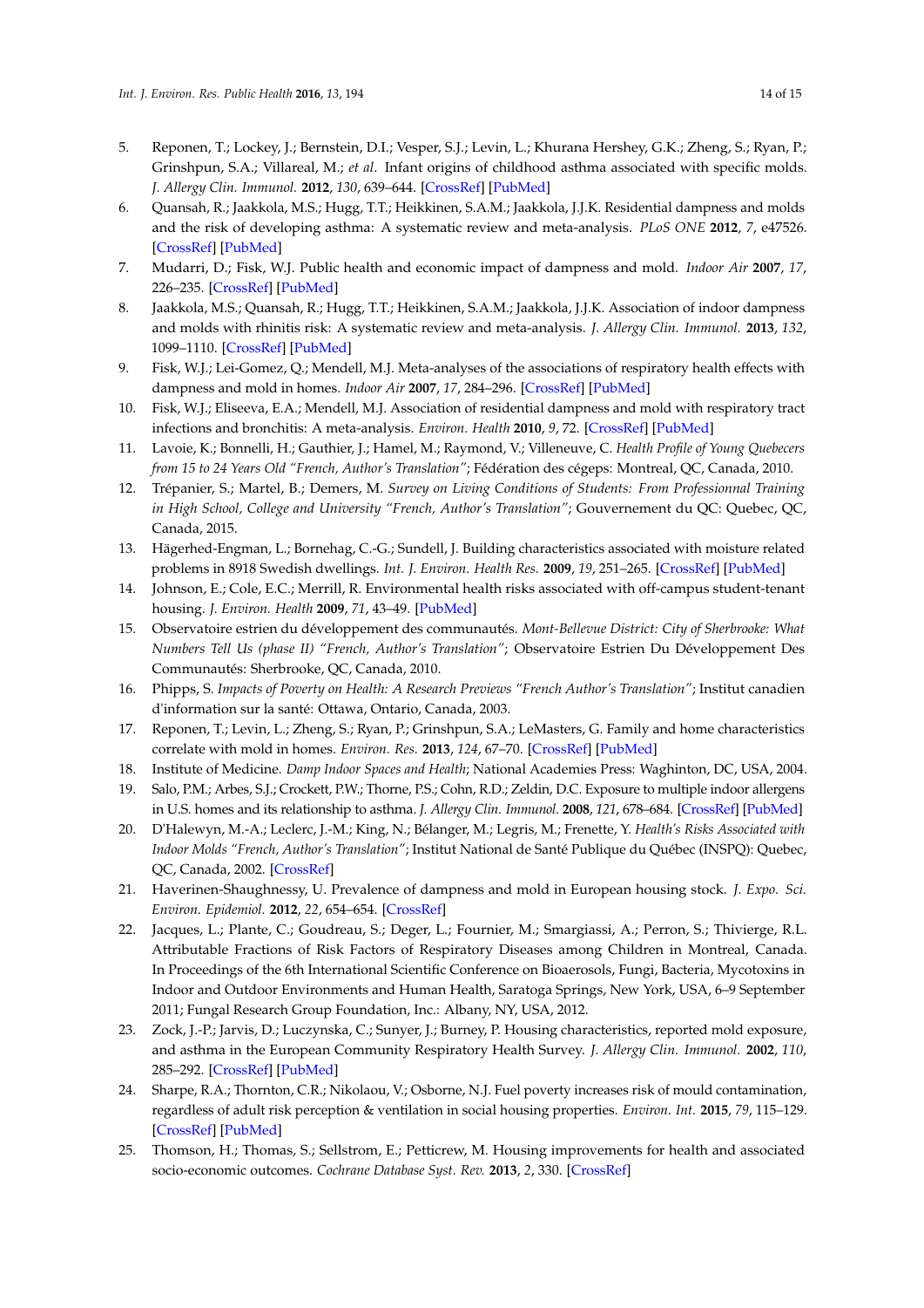5. Reponen, T.; Lockey, J.; Bernstein, D.I.; Vesper, S.J.; Levin, L.; Khurana Hershey, G.K.; Zheng, S.; Ryan, P.; Grinshpun, S.A.; Villareal, M.; *et al*. Infant origins of childhood asthma associated with specific molds. *J. Allergy Clin. Immunol.* **2012**, *130*, 639–644. [CrossRef] [PubMed]
6. Quansah, R.; Jaakkola, M.S.; Hugg, T.T.; Heikkinen, S.A.M.; Jaakkola, J.J.K. Residential dampness and molds and the risk of developing asthma: A systematic review and meta-analysis. *PLoS ONE* **2012**, *7*, e47526. [CrossRef] [PubMed]
7. Mudarri, D.; Fisk, W.J. Public health and economic impact of dampness and mold. *Indoor Air* **2007**, *17*, 226–235. [CrossRef] [PubMed]
8. Jaakkola, M.S.; Quansah, R.; Hugg, T.T.; Heikkinen, S.A.M.; Jaakkola, J.J.K. Association of indoor dampness and molds with rhinitis risk: A systematic review and meta-analysis. *J. Allergy Clin. Immunol.* **2013**, *132*, 1099–1110. [CrossRef] [PubMed]
9. Fisk, W.J.; Lei-Gomez, Q.; Mendell, M.J. Meta-analyses of the associations of respiratory health effects with dampness and mold in homes. *Indoor Air* **2007**, *17*, 284–296. [CrossRef] [PubMed]
10. Fisk, W.J.; Eliseeva, E.A.; Mendell, M.J. Association of residential dampness and mold with respiratory tract infections and bronchitis: A meta-analysis. *Environ. Health* **2010**, *9*, 72. [CrossRef] [PubMed]
11. Lavoie, K.; Bonnelli, H.; Gauthier, J.; Hamel, M.; Raymond, V.; Villeneuve, C. *Health Profile of Young Quebecers from 15 to 24 Years Old "French, Author's Translation"*; Fédération des cégeps: Montreal, QC, Canada, 2010.
12. Trépanier, S.; Martel, B.; Demers, M. *Survey on Living Conditions of Students: From Professionnal Training in High School, College and University "French, Author's Translation"*; Gouvernement du QC: Quebec, QC, Canada, 2015.
13. Hägerhed-Engman, L.; Bornehag, C.-G.; Sundell, J. Building characteristics associated with moisture related problems in 8918 Swedish dwellings. *Int. J. Environ. Health Res.* **2009**, *19*, 251–265. [CrossRef] [PubMed]
14. Johnson, E.; Cole, E.C.; Merrill, R. Environmental health risks associated with off-campus student-tenant housing. *J. Environ. Health* **2009**, *71*, 43–49. [PubMed]
15. Observatoire estrien du développement des communautés. *Mont-Bellevue District: City of Sherbrooke: What Numbers Tell Us (phase II) "French, Author's Translation"*; Observatoire Estrien Du Développement Des Communautés: Sherbrooke, QC, Canada, 2010.
16. Phipps, S. *Impacts of Poverty on Health: A Research Previews "French Author's Translation"*; Institut canadien d'information sur la santé: Ottawa, Ontario, Canada, 2003.
17. Reponen, T.; Levin, L.; Zheng, S.; Ryan, P.; Grinshpun, S.A.; LeMasters, G. Family and home characteristics correlate with mold in homes. *Environ. Res.* **2013**, *124*, 67–70. [CrossRef] [PubMed]
18. Institute of Medicine. *Damp Indoor Spaces and Health*; National Academies Press: Waghinton, DC, USA, 2004.
19. Salo, P.M.; Arbes, S.J.; Crockett, P.W.; Thorne, P.S.; Cohn, R.D.; Zeldin, D.C. Exposure to multiple indoor allergens in U.S. homes and its relationship to asthma. *J. Allergy Clin. Immunol.* **2008**, *121*, 678–684. [CrossRef] [PubMed]
20. D'Halewyn, M.-A.; Leclerc, J.-M.; King, N.; Bélanger, M.; Legris, M.; Frenette, Y. *Health's Risks Associated with Indoor Molds "French, Author's Translation"*; Institut National de Santé Publique du Québec (INSPQ): Quebec, QC, Canada, 2002. [CrossRef]
21. Haverinen-Shaughnessy, U. Prevalence of dampness and mold in European housing stock. *J. Expo. Sci. Environ. Epidemiol.* **2012**, *22*, 654–654. [CrossRef]
22. Jacques, L.; Plante, C.; Goudreau, S.; Deger, L.; Fournier, M.; Smargiassi, A.; Perron, S.; Thivierge, R.L. Attributable Fractions of Risk Factors of Respiratory Diseases among Children in Montreal, Canada. In Proceedings of the 6th International Scientific Conference on Bioaerosols, Fungi, Bacteria, Mycotoxins in Indoor and Outdoor Environments and Human Health, Saratoga Springs, New York, USA, 6–9 September 2011; Fungal Research Group Foundation, Inc.: Albany, NY, USA, 2012.
23. Zock, J.-P.; Jarvis, D.; Luczynska, C.; Sunyer, J.; Burney, P. Housing characteristics, reported mold exposure, and asthma in the European Community Respiratory Health Survey. *J. Allergy Clin. Immunol.* **2002**, *110*, 285–292. [CrossRef] [PubMed]
24. Sharpe, R.A.; Thornton, C.R.; Nikolaou, V.; Osborne, N.J. Fuel poverty increases risk of mould contamination, regardless of adult risk perception & ventilation in social housing properties. *Environ. Int.* **2015**, *79*, 115–129. [CrossRef] [PubMed]
25. Thomson, H.; Thomas, S.; Sellstrom, E.; Petticrew, M. Housing improvements for health and associated socio-economic outcomes. *Cochrane Database Syst. Rev.* **2013**, *2*, 330. [CrossRef]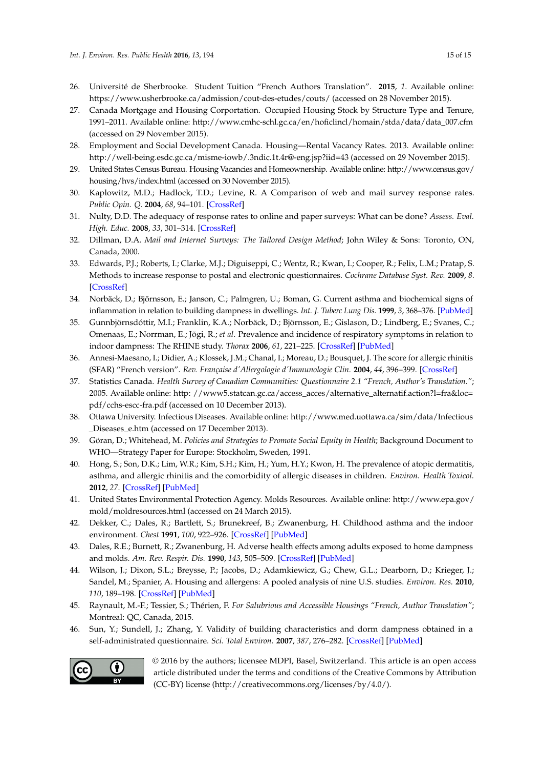26. Université de Sherbrooke. Student Tuition "French Authors Translation". **2015**, *1*. Available online: https://www.usherbrooke.ca/admission/cout-des-etudes/couts/ (accessed on 28 November 2015).
27. Canada Mortgage and Housing Corportation. Occupied Housing Stock by Structure Type and Tenure, 1991–2011. Available online: http://www.cmhc-schl.gc.ca/en/hoficlincl/homain/stda/data/data_007.cfm (accessed on 29 November 2015).
28. Employment and Social Development Canada. Housing—Rental Vacancy Rates. 2013. Available online: http://well-being.esdc.gc.ca/misme-iowb/.3ndic.1t.4r@-eng.jsp?iid=43 (accessed on 29 November 2015).
29. United States Census Bureau. Housing Vacancies and Homeownership. Available online: http://www.census.gov/housing/hvs/index.html (accessed on 30 November 2015).
30. Kaplowitz, M.D.; Hadlock, T.D.; Levine, R. A Comparison of web and mail survey response rates. *Public Opin. Q.* **2004**, *68*, 94–101. [CrossRef]
31. Nulty, D.D. The adequacy of response rates to online and paper surveys: What can be done? *Assess. Eval. High. Educ.* **2008**, *33*, 301–314. [CrossRef]
32. Dillman, D.A. *Mail and Internet Surveys: The Tailored Design Method*; John Wiley & Sons: Toronto, ON, Canada, 2000.
33. Edwards, P.J.; Roberts, I.; Clarke, M.J.; Diguiseppi, C.; Wentz, R.; Kwan, I.; Cooper, R.; Felix, L.M.; Pratap, S. Methods to increase response to postal and electronic questionnaires. *Cochrane Database Syst. Rev.* **2009**, *8*. [CrossRef]
34. Norbäck, D.; Björnsson, E.; Janson, C.; Palmgren, U.; Boman, G. Current asthma and biochemical signs of inflammation in relation to building dampness in dwellings. *Int. J. Tuberc Lung Dis.* **1999**, *3*, 368–376. [PubMed]
35. Gunnbjörnsdóttir, M.I.; Franklin, K.A.; Norbäck, D.; Björnsson, E.; Gislason, D.; Lindberg, E.; Svanes, C.; Omenaas, E.; Norrman, E.; Jõgi, R.; *et al.* Prevalence and incidence of respiratory symptoms in relation to indoor dampness: The RHINE study. *Thorax* **2006**, *61*, 221–225. [CrossRef] [PubMed]
36. Annesi-Maesano, I.; Didier, A.; Klossek, J.M.; Chanal, I.; Moreau, D.; Bousquet, J. The score for allergic rhinitis (SFAR) "French version". *Rev. Française d'Allergologie d'Immunologie Clin.* **2004**, *44*, 396–399. [CrossRef]
37. Statistics Canada. *Health Survey of Canadian Communities: Questionnaire 2.1 "French, Author's Translation."*; 2005. Available online: http: //www5.statcan.gc.ca/access_acces/alternative_alternatif.action?l=fra&loc=pdf/cchs-escc-fra.pdf (accessed on 10 December 2013).
38. Ottawa University. Infectious Diseases. Available online: http://www.med.uottawa.ca/sim/data/Infectious_Diseases_e.htm (accessed on 17 December 2013).
39. Göran, D.; Whitehead, M. *Policies and Strategies to Promote Social Equity in Health*; Background Document to WHO—Strategy Paper for Europe: Stockholm, Sweden, 1991.
40. Hong, S.; Son, D.K.; Lim, W.R.; Kim, S.H.; Kim, H.; Yum, H.Y.; Kwon, H. The prevalence of atopic dermatitis, asthma, and allergic rhinitis and the comorbidity of allergic diseases in children. *Environ. Health Toxicol.* **2012**, *27*. [CrossRef] [PubMed]
41. United States Environmental Protection Agency. Molds Resources. Available online: http://www.epa.gov/mold/moldresources.html (accessed on 24 March 2015).
42. Dekker, C.; Dales, R.; Bartlett, S.; Brunekreef, B.; Zwanenburg, H. Childhood asthma and the indoor environment. *Chest* **1991**, *100*, 922–926. [CrossRef] [PubMed]
43. Dales, R.E.; Burnett, R.; Zwanenburg, H. Adverse health effects among adults exposed to home dampness and molds. *Am. Rev. Respir. Dis.* **1990**, *143*, 505–509. [CrossRef] [PubMed]
44. Wilson, J.; Dixon, S.L.; Breysse, P.; Jacobs, D.; Adamkiewicz, G.; Chew, G.L.; Dearborn, D.; Krieger, J.; Sandel, M.; Spanier, A. Housing and allergens: A pooled analysis of nine U.S. studies. *Environ. Res.* **2010**, *110*, 189–198. [CrossRef] [PubMed]
45. Raynault, M.-F.; Tessier, S.; Thérien, F. *For Salubrious and Accessible Housings "French, Author Translation"*; Montreal: QC, Canada, 2015.
46. Sun, Y.; Sundell, J.; Zhang, Y. Validity of building characteristics and dorm dampness obtained in a self-administrated questionnaire. *Sci. Total Environ.* **2007**, *387*, 276–282. [CrossRef] [PubMed]

© 2016 by the authors; licensee MDPI, Basel, Switzerland. This article is an open access article distributed under the terms and conditions of the Creative Commons by Attribution (CC-BY) license (http://creativecommons.org/licenses/by/4.0/).